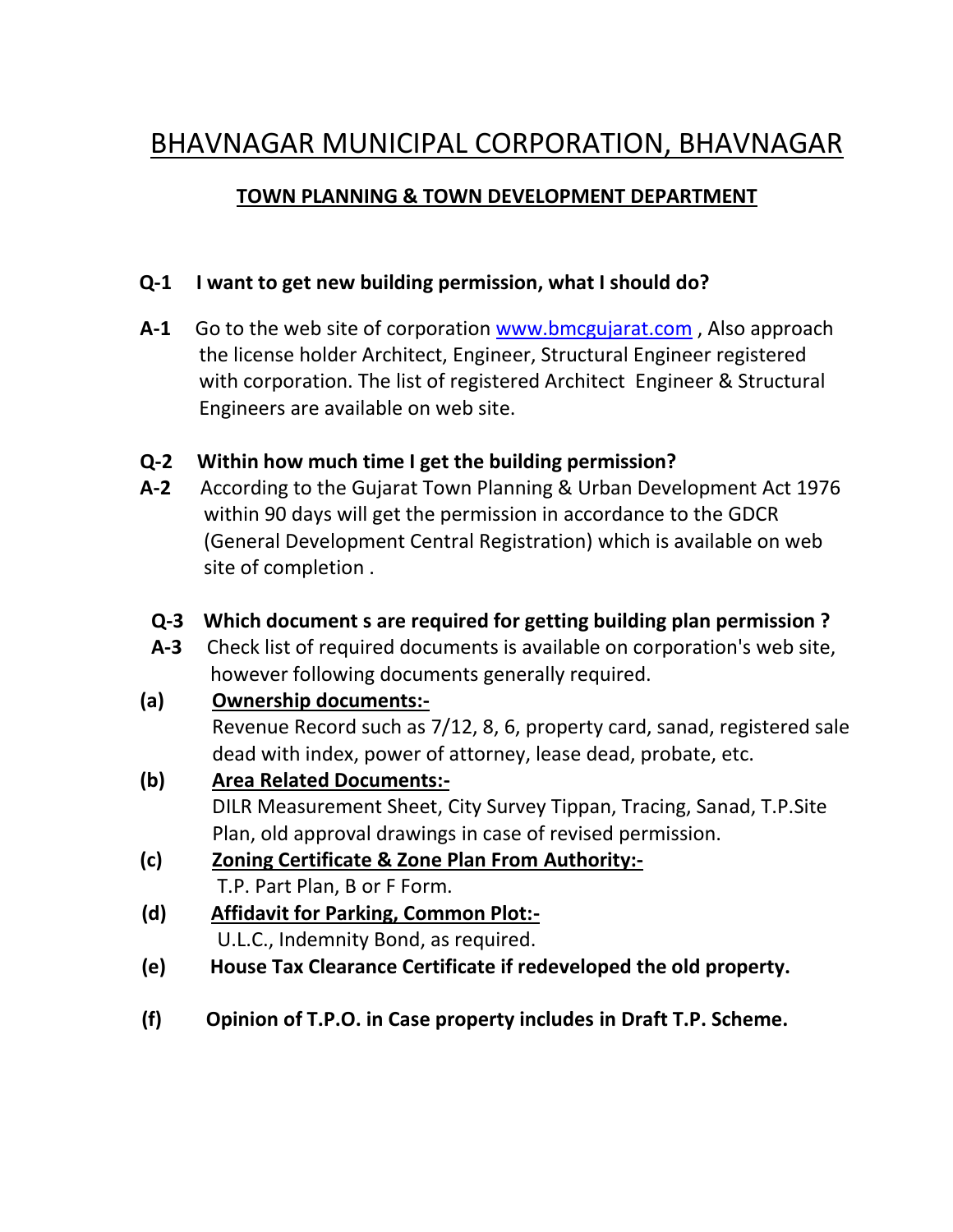# BHAVNAGAR MUNICIPAL CORPORATION, BHAVNAGAR

## TOWN PLANNING & TOWN DEVELOPMENT DEPARTMENT

**Q-1 I want to get new building permission, what I should do?**

**A-1** Go to the web site of corporation [www.bmcgujarat.com](http://www.bmcgujarat.com) , Also approach the license holder Architect, Engineer, Structural Engineer registered with corporation. The list of registered Architect Engineer & Structural Engineers are available on web site.

**Q-2 Within how much time I get the building permission?**

**A-2** According to the Gujarat Town Planning & Urban Development Act 1976 within 90 days will get the permission in accordance to the GDCR (General Development Central Registration) which is available on web site of completion .

**Q-3 Which document s are required for getting building plan permission ?**

**A-3** Check list of required documents is available on corporation's web site, however following documents generally required.

**(a)** **Ownership documents:-**
Revenue Record such as 7/12, 8, 6, property card, sanad, registered sale dead with index, power of attorney, lease dead, probate, etc.

**(b)** **Area Related Documents:-**
DILR Measurement Sheet, City Survey Tippan, Tracing, Sanad, T.P.Site Plan, old approval drawings in case of revised permission.

**(c)** **Zoning Certificate & Zone Plan From Authority:-**
T.P. Part Plan, B or F Form.

**(d)** **Affidavit for Parking, Common Plot:-**
U.L.C., Indemnity Bond, as required.

**(e)** **House Tax Clearance Certificate if redeveloped the old property.**

**(f)** **Opinion of T.P.O. in Case property includes in Draft T.P. Scheme.**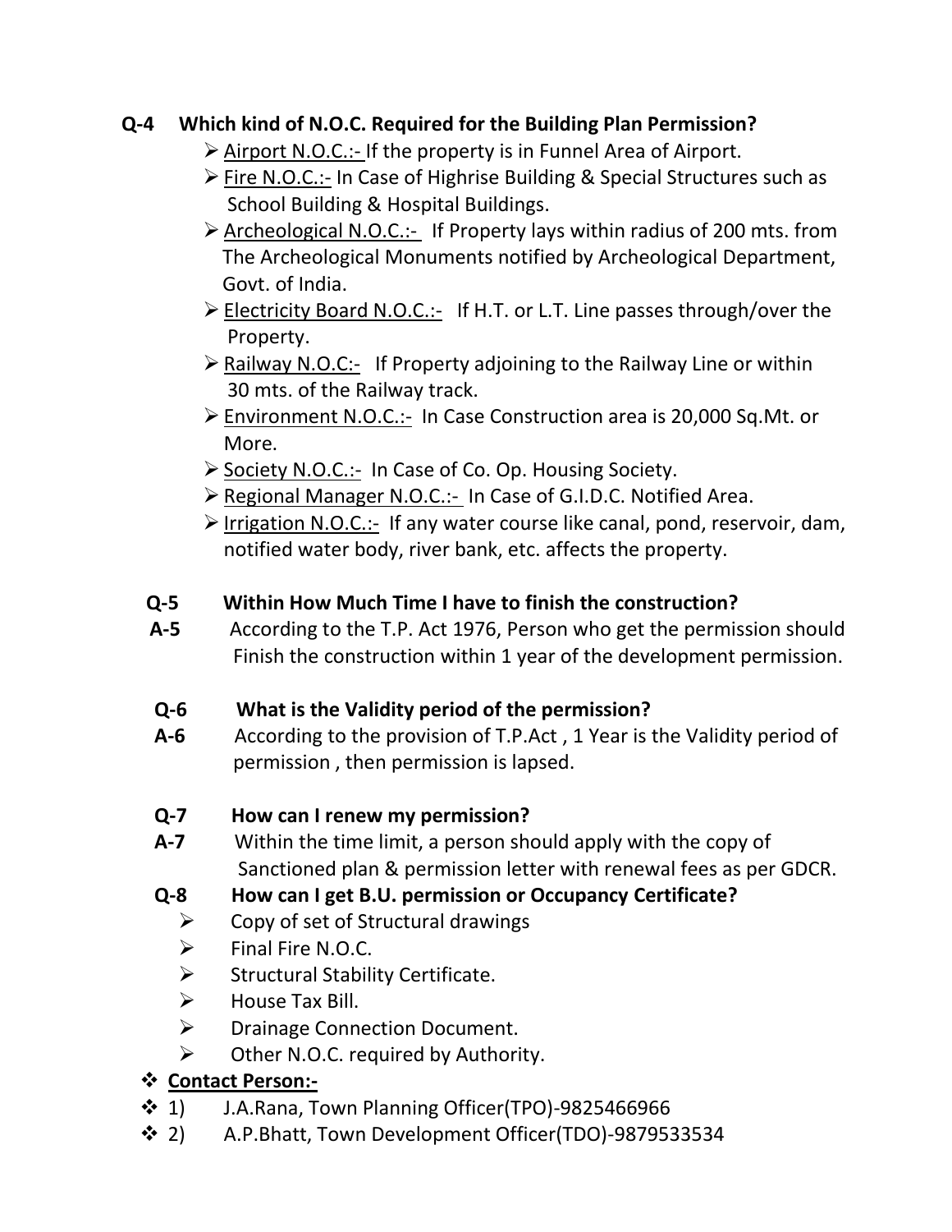**Q-4 Which kind of N.O.C. Required for the Building Plan Permission?**

- Airport N.O.C.:- If the property is in Funnel Area of Airport.
- Fire N.O.C.:- In Case of Highrise Building & Special Structures such as School Building & Hospital Buildings.
- Archeological N.O.C.:- If Property lays within radius of 200 mts. from The Archeological Monuments notified by Archeological Department, Govt. of India.
- Electricity Board N.O.C.:- If H.T. or L.T. Line passes through/over the Property.
- Railway N.O.C:- If Property adjoining to the Railway Line or within 30 mts. of the Railway track.
- Environment N.O.C.:- In Case Construction area is 20,000 Sq.Mt. or More.
- Society N.O.C.:- In Case of Co. Op. Housing Society.
- Regional Manager N.O.C.:- In Case of G.I.D.C. Notified Area.
- Irrigation N.O.C.:- If any water course like canal, pond, reservoir, dam, notified water body, river bank, etc. affects the property.

**Q-5 Within How Much Time I have to finish the construction?**

**A-5** According to the T.P. Act 1976, Person who get the permission should Finish the construction within 1 year of the development permission.

**Q-6 What is the Validity period of the permission?**

**A-6** According to the provision of T.P.Act , 1 Year is the Validity period of permission , then permission is lapsed.

**Q-7 How can I renew my permission?**

**A-7** Within the time limit, a person should apply with the copy of Sanctioned plan & permission letter with renewal fees as per GDCR.

**Q-8 How can I get B.U. permission or Occupancy Certificate?**

- Copy of set of Structural drawings
- Final Fire N.O.C.
- Structural Stability Certificate.
- House Tax Bill.
- Drainage Connection Document.
- Other N.O.C. required by Authority.

**Contact Person:-**

- 1) J.A.Rana, Town Planning Officer(TPO)-9825466966
- 2) A.P.Bhatt, Town Development Officer(TDO)-9879533534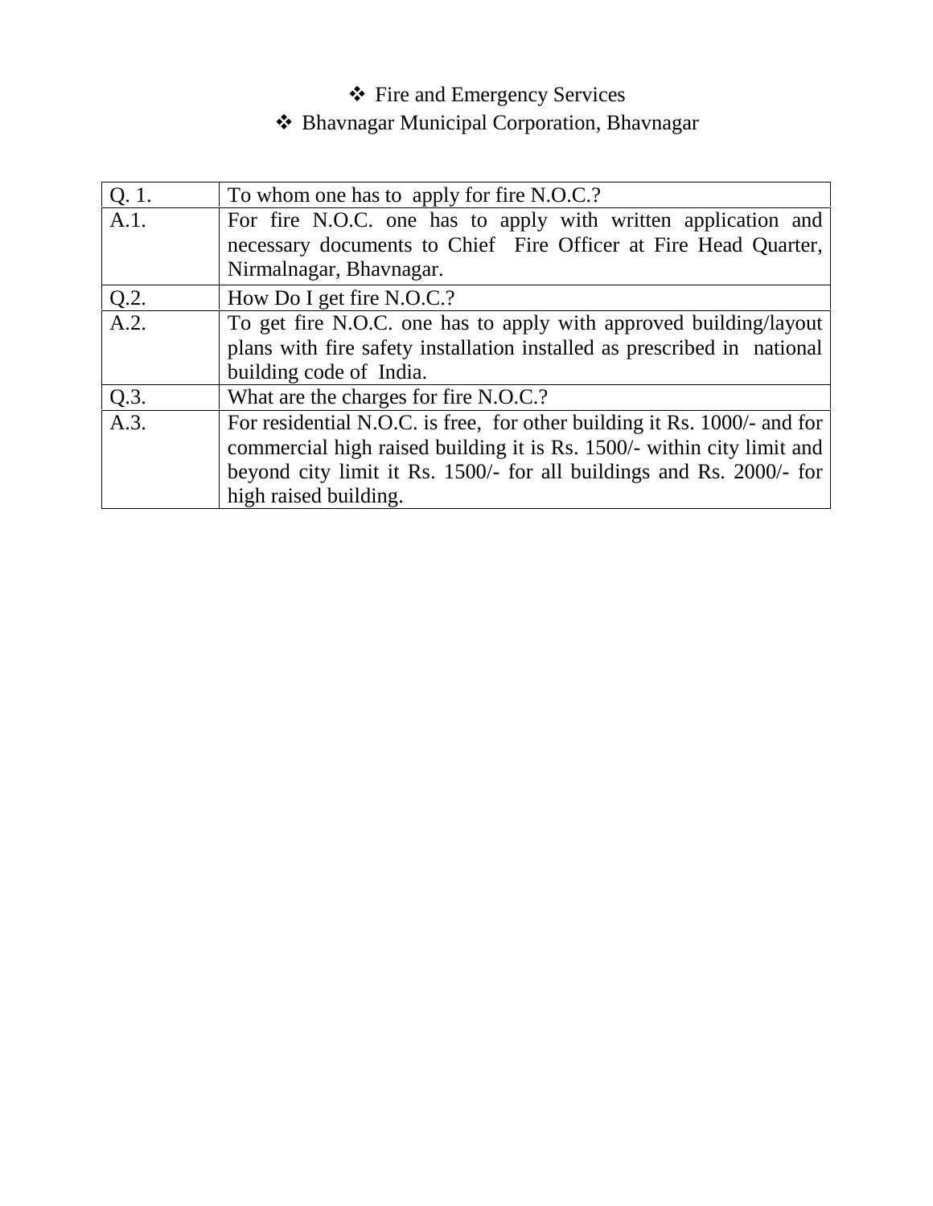- ❖ Fire and Emergency Services
- ❖ Bhavnagar Municipal Corporation, Bhavnagar

| | |
|---|---|
| Q. 1. | To whom one has to apply for fire N.O.C.? |
| A.1. | For fire N.O.C. one has to apply with written application and necessary documents to Chief Fire Officer at Fire Head Quarter, Nirmalnagar, Bhavnagar. |
| Q.2. | How Do I get fire N.O.C.? |
| A.2. | To get fire N.O.C. one has to apply with approved building/layout plans with fire safety installation installed as prescribed in national building code of India. |
| Q.3. | What are the charges for fire N.O.C.? |
| A.3. | For residential N.O.C. is free, for other building it Rs. 1000/- and for commercial high raised building it is Rs. 1500/- within city limit and beyond city limit it Rs. 1500/- for all buildings and Rs. 2000/- for high raised building. |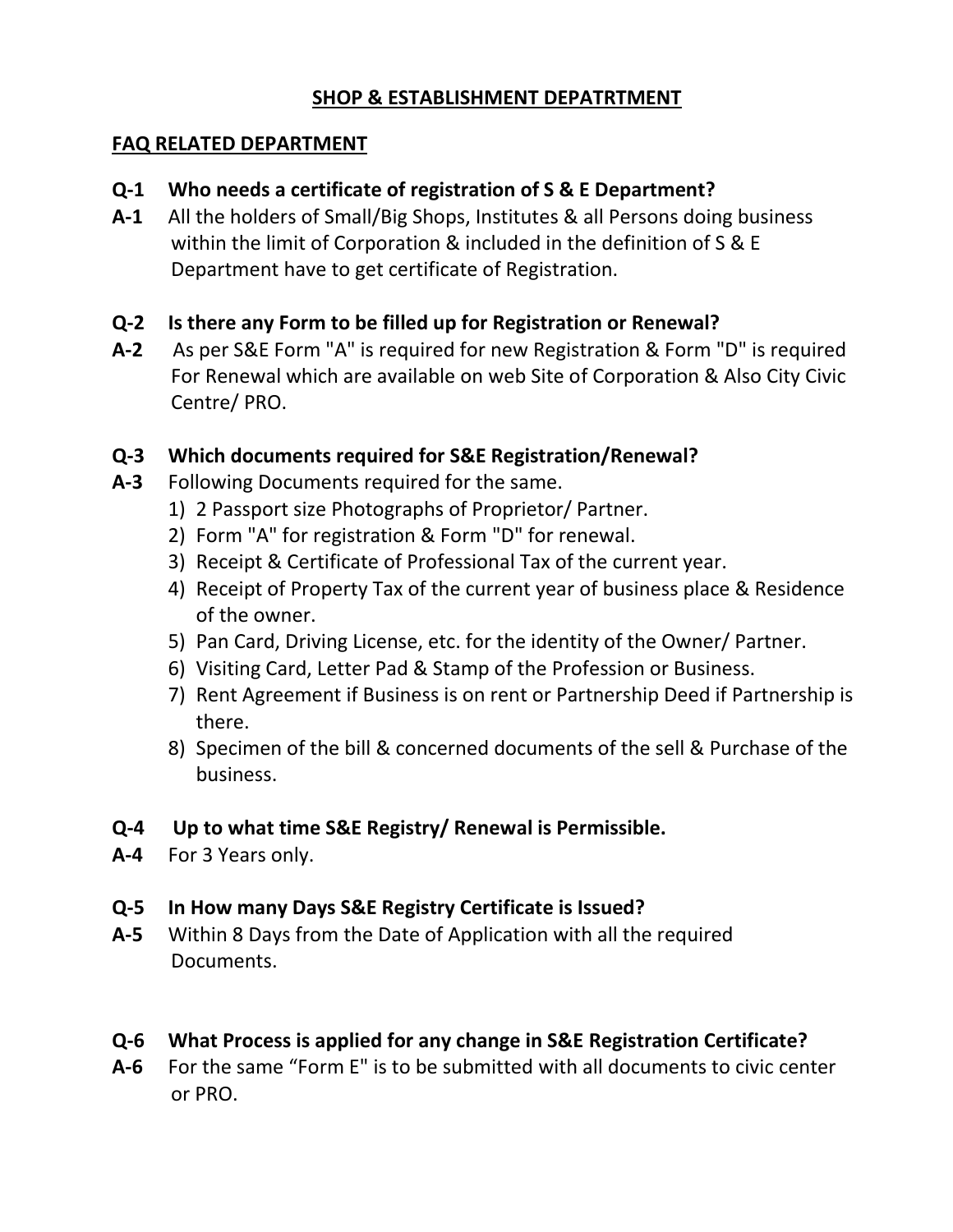## SHOP & ESTABLISHMENT DEPATRTMENT

### FAQ RELATED DEPARTMENT

**Q-1 Who needs a certificate of registration of S & E Department?**

**A-1** All the holders of Small/Big Shops, Institutes & all Persons doing business within the limit of Corporation & included in the definition of S & E Department have to get certificate of Registration.

**Q-2 Is there any Form to be filled up for Registration or Renewal?**

**A-2** As per S&E Form "A" is required for new Registration & Form "D" is required For Renewal which are available on web Site of Corporation & Also City Civic Centre/ PRO.

**Q-3 Which documents required for S&E Registration/Renewal?**

**A-3** Following Documents required for the same.

1) 2 Passport size Photographs of Proprietor/ Partner.
2) Form "A" for registration & Form "D" for renewal.
3) Receipt & Certificate of Professional Tax of the current year.
4) Receipt of Property Tax of the current year of business place & Residence of the owner.
5) Pan Card, Driving License, etc. for the identity of the Owner/ Partner.
6) Visiting Card, Letter Pad & Stamp of the Profession or Business.
7) Rent Agreement if Business is on rent or Partnership Deed if Partnership is there.
8) Specimen of the bill & concerned documents of the sell & Purchase of the business.

**Q-4 Up to what time S&E Registry/ Renewal is Permissible.**

**A-4** For 3 Years only.

**Q-5 In How many Days S&E Registry Certificate is Issued?**

**A-5** Within 8 Days from the Date of Application with all the required Documents.

**Q-6 What Process is applied for any change in S&E Registration Certificate?**

**A-6** For the same "Form E" is to be submitted with all documents to civic center or PRO.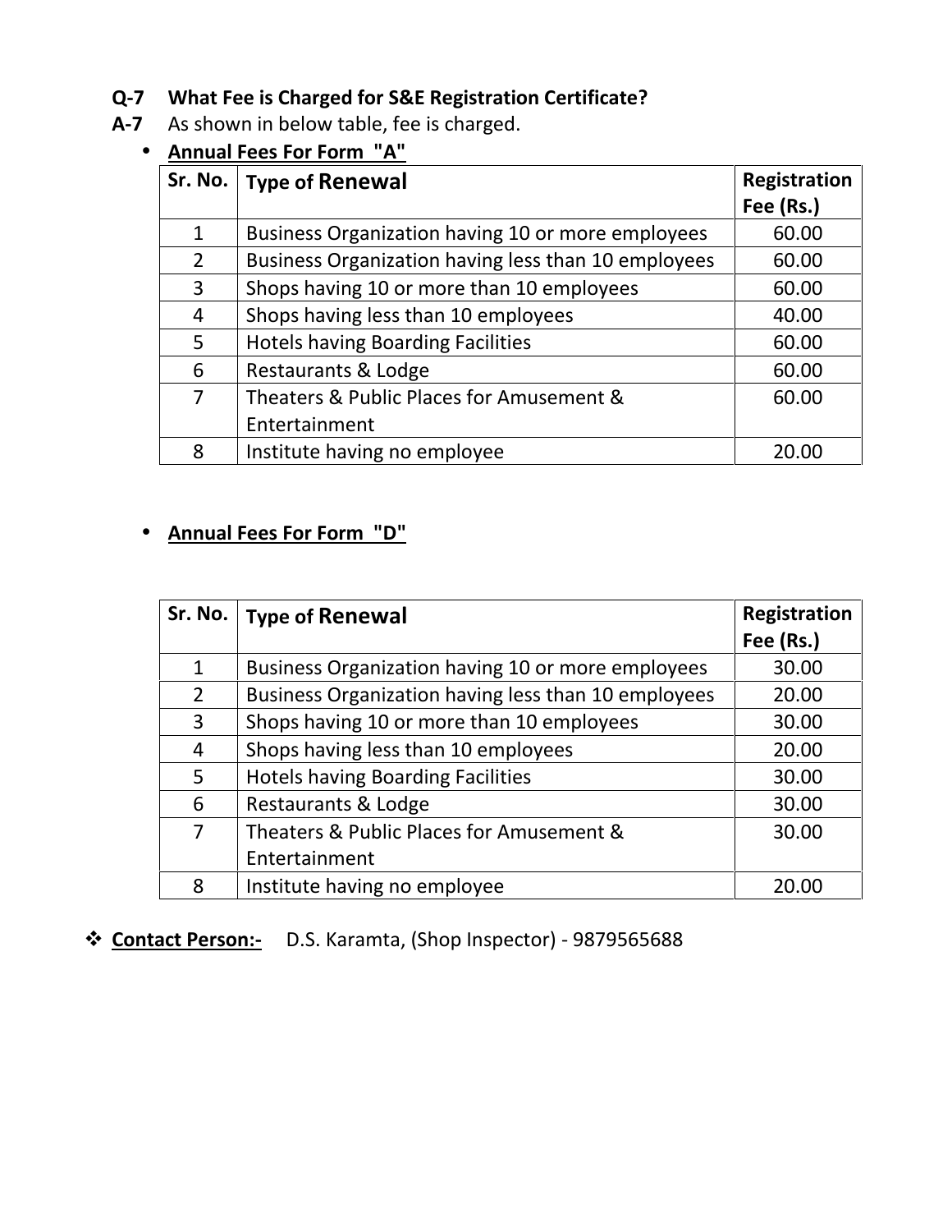**Q-7 What Fee is Charged for S&E Registration Certificate?**

**A-7** As shown in below table, fee is charged.

- **Annual Fees For Form "A"**

| Sr. No. | Type of Renewal | Registration Fee (Rs.) |
|---|---|---|
| 1 | Business Organization having 10 or more employees | 60.00 |
| 2 | Business Organization having less than 10 employees | 60.00 |
| 3 | Shops having 10 or more than 10 employees | 60.00 |
| 4 | Shops having less than 10 employees | 40.00 |
| 5 | Hotels having Boarding Facilities | 60.00 |
| 6 | Restaurants & Lodge | 60.00 |
| 7 | Theaters & Public Places for Amusement & Entertainment | 60.00 |
| 8 | Institute having no employee | 20.00 |

- **Annual Fees For Form "D"**

| Sr. No. | Type of Renewal | Registration Fee (Rs.) |
|---|---|---|
| 1 | Business Organization having 10 or more employees | 30.00 |
| 2 | Business Organization having less than 10 employees | 20.00 |
| 3 | Shops having 10 or more than 10 employees | 30.00 |
| 4 | Shops having less than 10 employees | 20.00 |
| 5 | Hotels having Boarding Facilities | 30.00 |
| 6 | Restaurants & Lodge | 30.00 |
| 7 | Theaters & Public Places for Amusement & Entertainment | 30.00 |
| 8 | Institute having no employee | 20.00 |

❖ **Contact Person:-** D.S. Karamta, (Shop Inspector) - 9879565688